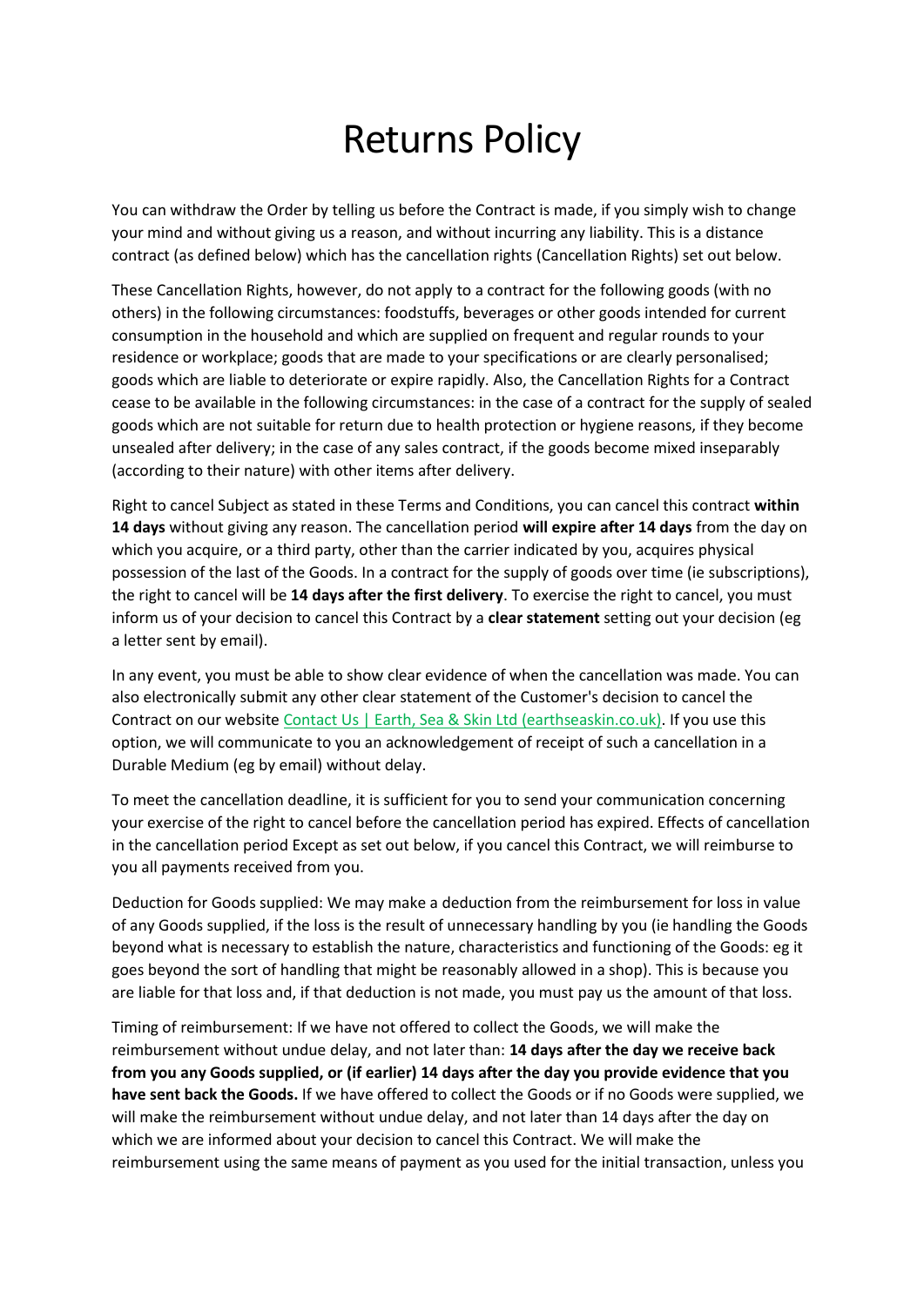# Returns Policy

You can withdraw the Order by telling us before the Contract is made, if you simply wish to change your mind and without giving us a reason, and without incurring any liability. This is a distance contract (as defined below) which has the cancellation rights (Cancellation Rights) set out below.

These Cancellation Rights, however, do not apply to a contract for the following goods (with no others) in the following circumstances: foodstuffs, beverages or other goods intended for current consumption in the household and which are supplied on frequent and regular rounds to your residence or workplace; goods that are made to your specifications or are clearly personalised; goods which are liable to deteriorate or expire rapidly. Also, the Cancellation Rights for a Contract cease to be available in the following circumstances: in the case of a contract for the supply of sealed goods which are not suitable for return due to health protection or hygiene reasons, if they become unsealed after delivery; in the case of any sales contract, if the goods become mixed inseparably (according to their nature) with other items after delivery.

Right to cancel Subject as stated in these Terms and Conditions, you can cancel this contract **within 14 days** without giving any reason. The cancellation period **will expire after 14 days** from the day on which you acquire, or a third party, other than the carrier indicated by you, acquires physical possession of the last of the Goods. In a contract for the supply of goods over time (ie subscriptions), the right to cancel will be **14 days after the first delivery**. To exercise the right to cancel, you must inform us of your decision to cancel this Contract by a **clear statement** setting out your decision (eg a letter sent by email).

In any event, you must be able to show clear evidence of when the cancellation was made. You can also electronically submit any other clear statement of the Customer's decision to cancel the Contract on our website [Contact Us | Earth, Sea & Skin Ltd (earthseaskin.co.uk).](earthseaskin.co.uk) If you use this option, we will communicate to you an acknowledgement of receipt of such a cancellation in a Durable Medium (eg by email) without delay.

To meet the cancellation deadline, it is sufficient for you to send your communication concerning your exercise of the right to cancel before the cancellation period has expired. Effects of cancellation in the cancellation period Except as set out below, if you cancel this Contract, we will reimburse to you all payments received from you.

Deduction for Goods supplied: We may make a deduction from the reimbursement for loss in value of any Goods supplied, if the loss is the result of unnecessary handling by you (ie handling the Goods beyond what is necessary to establish the nature, characteristics and functioning of the Goods: eg it goes beyond the sort of handling that might be reasonably allowed in a shop). This is because you are liable for that loss and, if that deduction is not made, you must pay us the amount of that loss.

Timing of reimbursement: If we have not offered to collect the Goods, we will make the reimbursement without undue delay, and not later than: **14 days after the day we receive back from you any Goods supplied, or (if earlier) 14 days after the day you provide evidence that you have sent back the Goods.** If we have offered to collect the Goods or if no Goods were supplied, we will make the reimbursement without undue delay, and not later than 14 days after the day on which we are informed about your decision to cancel this Contract. We will make the reimbursement using the same means of payment as you used for the initial transaction, unless you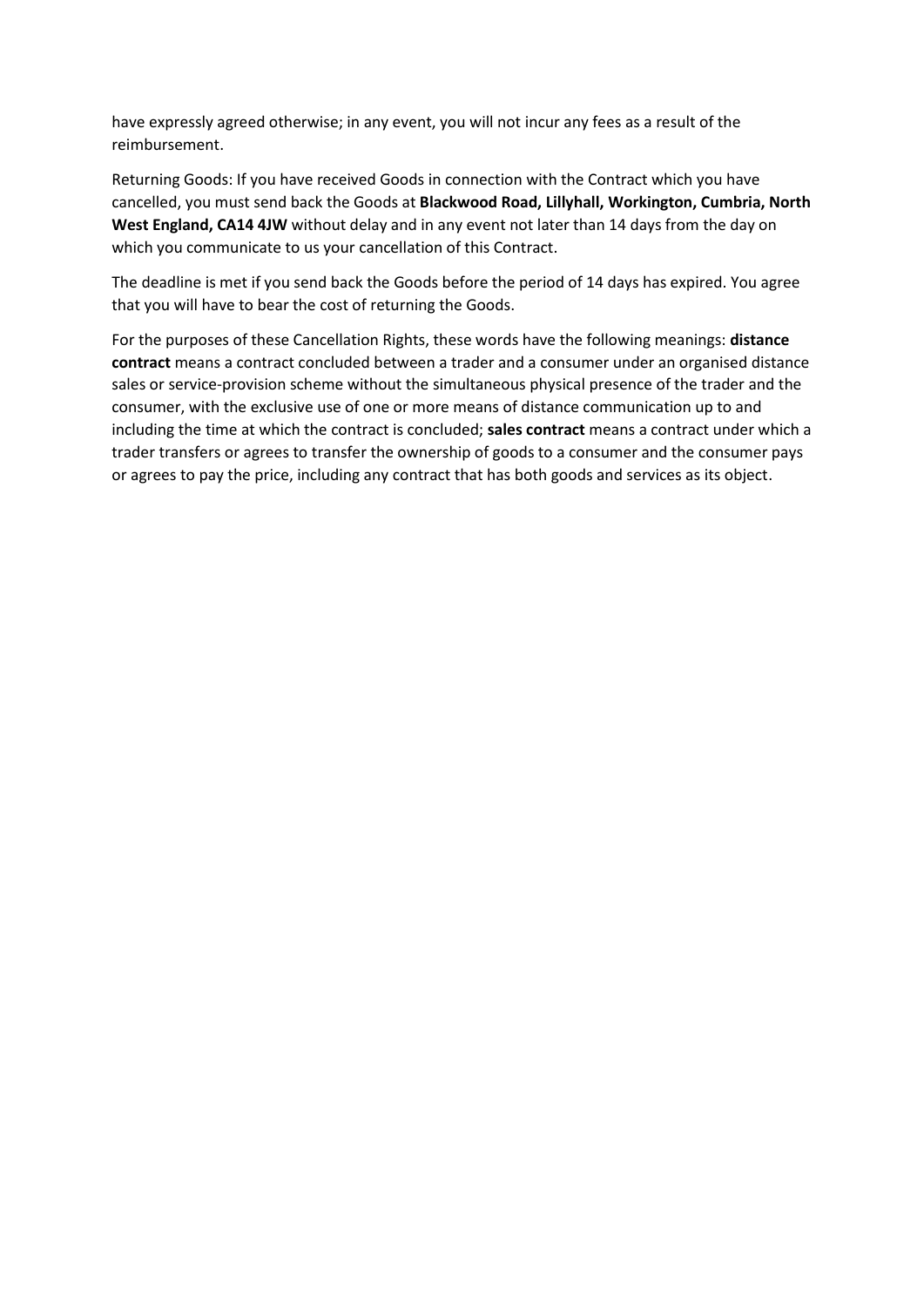have expressly agreed otherwise; in any event, you will not incur any fees as a result of the reimbursement.

Returning Goods: If you have received Goods in connection with the Contract which you have cancelled, you must send back the Goods at **Blackwood Road, Lillyhall, Workington, Cumbria, North West England, CA14 4JW** without delay and in any event not later than 14 days from the day on which you communicate to us your cancellation of this Contract.

The deadline is met if you send back the Goods before the period of 14 days has expired. You agree that you will have to bear the cost of returning the Goods.

For the purposes of these Cancellation Rights, these words have the following meanings: **distance contract** means a contract concluded between a trader and a consumer under an organised distance sales or service-provision scheme without the simultaneous physical presence of the trader and the consumer, with the exclusive use of one or more means of distance communication up to and including the time at which the contract is concluded; **sales contract** means a contract under which a trader transfers or agrees to transfer the ownership of goods to a consumer and the consumer pays or agrees to pay the price, including any contract that has both goods and services as its object.